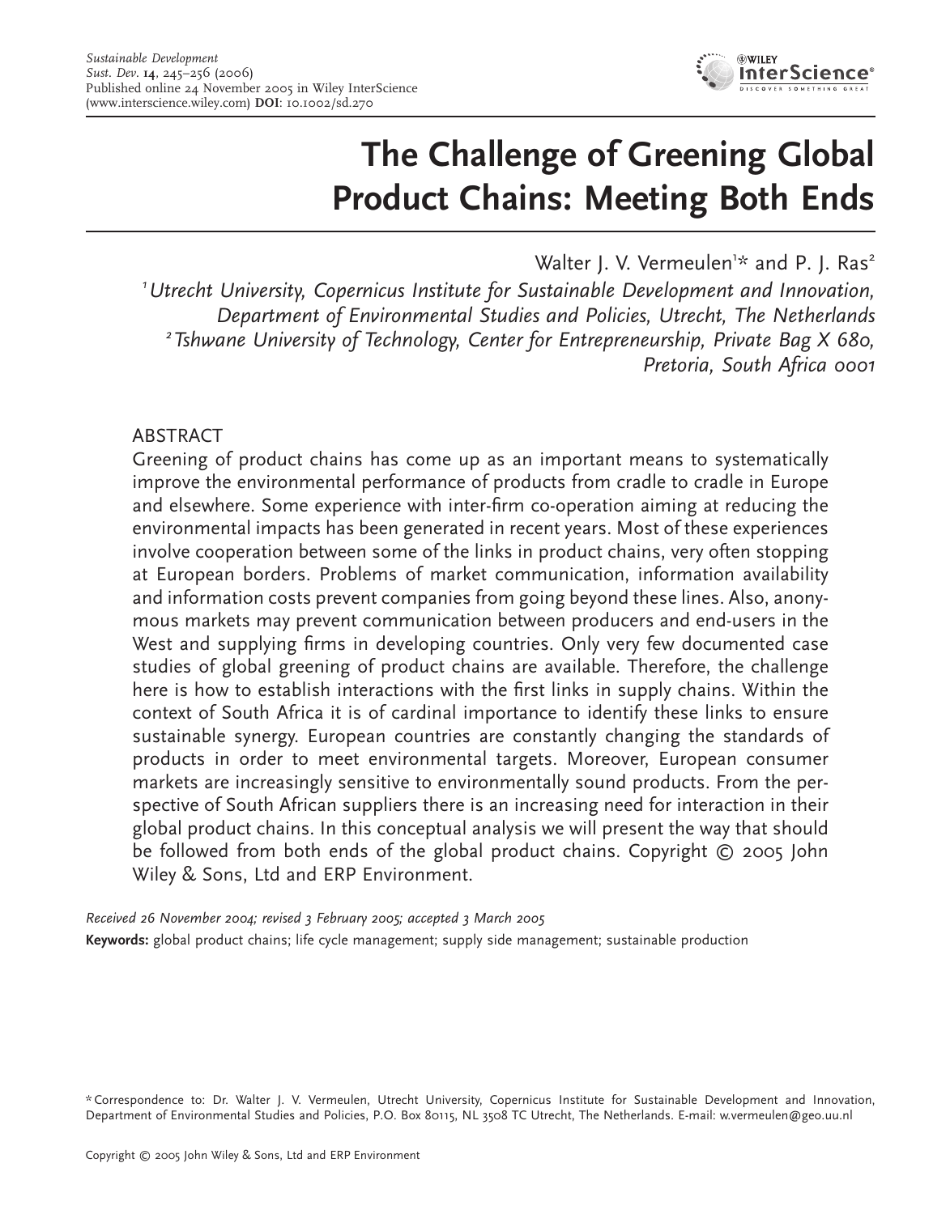# The Challenge of Greening Global Product Chains: Meeting Both Ends

Walter J. V. Vermeulen[1]* and P. J. Ras[2]

[1] *Utrecht University, Copernicus Institute for Sustainable Development and Innovation, Department of Environmental Studies and Policies, Utrecht, The Netherlands*

[2] *Tshwane University of Technology, Center for Entrepreneurship, Private Bag X 680, Pretoria, South Africa 0001*

## ABSTRACT

Greening of product chains has come up as an important means to systematically improve the environmental performance of products from cradle to cradle in Europe and elsewhere. Some experience with inter-firm co-operation aiming at reducing the environmental impacts has been generated in recent years. Most of these experiences involve cooperation between some of the links in product chains, very often stopping at European borders. Problems of market communication, information availability and information costs prevent companies from going beyond these lines. Also, anonymous markets may prevent communication between producers and end-users in the West and supplying firms in developing countries. Only very few documented case studies of global greening of product chains are available. Therefore, the challenge here is how to establish interactions with the first links in supply chains. Within the context of South Africa it is of cardinal importance to identify these links to ensure sustainable synergy. European countries are constantly changing the standards of products in order to meet environmental targets. Moreover, European consumer markets are increasingly sensitive to environmentally sound products. From the perspective of South African suppliers there is an increasing need for interaction in their global product chains. In this conceptual analysis we will present the way that should be followed from both ends of the global product chains. Copyright © 2005 John Wiley & Sons, Ltd and ERP Environment.

*Received 26 November 2004; revised 3 February 2005; accepted 3 March 2005*

**Keywords:** global product chains; life cycle management; supply side management; sustainable production

* Correspondence to: Dr. Walter J. V. Vermeulen, Utrecht University, Copernicus Institute for Sustainable Development and Innovation, Department of Environmental Studies and Policies, P.O. Box 80115, NL 3508 TC Utrecht, The Netherlands. E-mail: w.vermeulen@geo.uu.nl

Copyright © 2005 John Wiley & Sons, Ltd and ERP Environment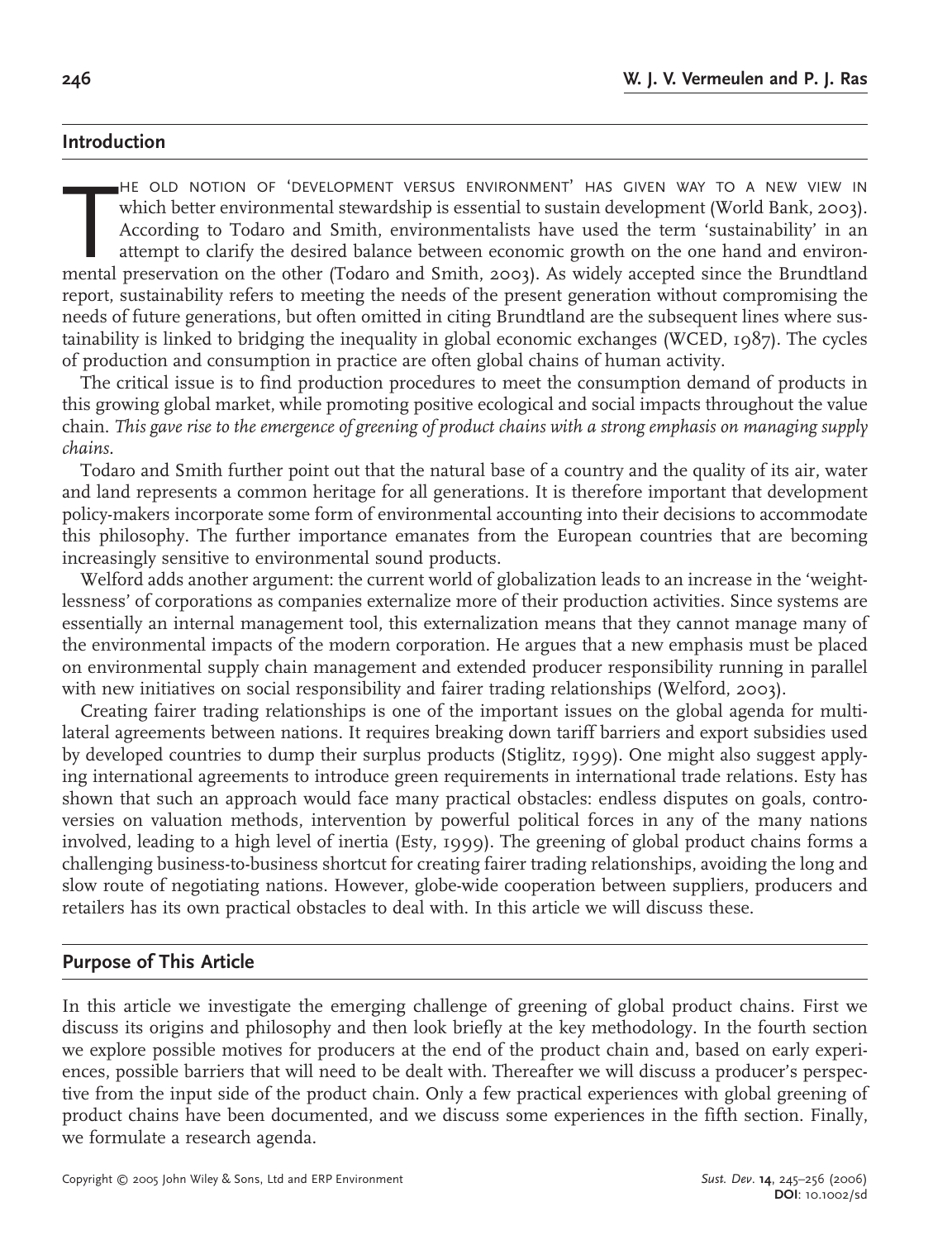## Introduction

The old notion of 'development versus environment' has given way to a new view in which better environmental stewardship is essential to sustain development (World Bank, 2003). According to Todaro and Smith, environmentalists have used the term 'sustainability' in an attempt to clarify the desired balance between economic growth on the one hand and environmental preservation on the other (Todaro and Smith, 2003). As widely accepted since the Brundtland report, sustainability refers to meeting the needs of the present generation without compromising the needs of future generations, but often omitted in citing Brundtland are the subsequent lines where sustainability is linked to bridging the inequality in global economic exchanges (WCED, 1987). The cycles of production and consumption in practice are often global chains of human activity.

The critical issue is to find production procedures to meet the consumption demand of products in this growing global market, while promoting positive ecological and social impacts throughout the value chain. *This gave rise to the emergence of greening of product chains with a strong emphasis on managing supply chains.*

Todaro and Smith further point out that the natural base of a country and the quality of its air, water and land represents a common heritage for all generations. It is therefore important that development policy-makers incorporate some form of environmental accounting into their decisions to accommodate this philosophy. The further importance emanates from the European countries that are becoming increasingly sensitive to environmental sound products.

Welford adds another argument: the current world of globalization leads to an increase in the 'weightlessness' of corporations as companies externalize more of their production activities. Since systems are essentially an internal management tool, this externalization means that they cannot manage many of the environmental impacts of the modern corporation. He argues that a new emphasis must be placed on environmental supply chain management and extended producer responsibility running in parallel with new initiatives on social responsibility and fairer trading relationships (Welford, 2003).

Creating fairer trading relationships is one of the important issues on the global agenda for multilateral agreements between nations. It requires breaking down tariff barriers and export subsidies used by developed countries to dump their surplus products (Stiglitz, 1999). One might also suggest applying international agreements to introduce green requirements in international trade relations. Esty has shown that such an approach would face many practical obstacles: endless disputes on goals, controversies on valuation methods, intervention by powerful political forces in any of the many nations involved, leading to a high level of inertia (Esty, 1999). The greening of global product chains forms a challenging business-to-business shortcut for creating fairer trading relationships, avoiding the long and slow route of negotiating nations. However, globe-wide cooperation between suppliers, producers and retailers has its own practical obstacles to deal with. In this article we will discuss these.

## Purpose of This Article

In this article we investigate the emerging challenge of greening of global product chains. First we discuss its origins and philosophy and then look briefly at the key methodology. In the fourth section we explore possible motives for producers at the end of the product chain and, based on early experiences, possible barriers that will need to be dealt with. Thereafter we will discuss a producer's perspective from the input side of the product chain. Only a few practical experiences with global greening of product chains have been documented, and we discuss some experiences in the fifth section. Finally, we formulate a research agenda.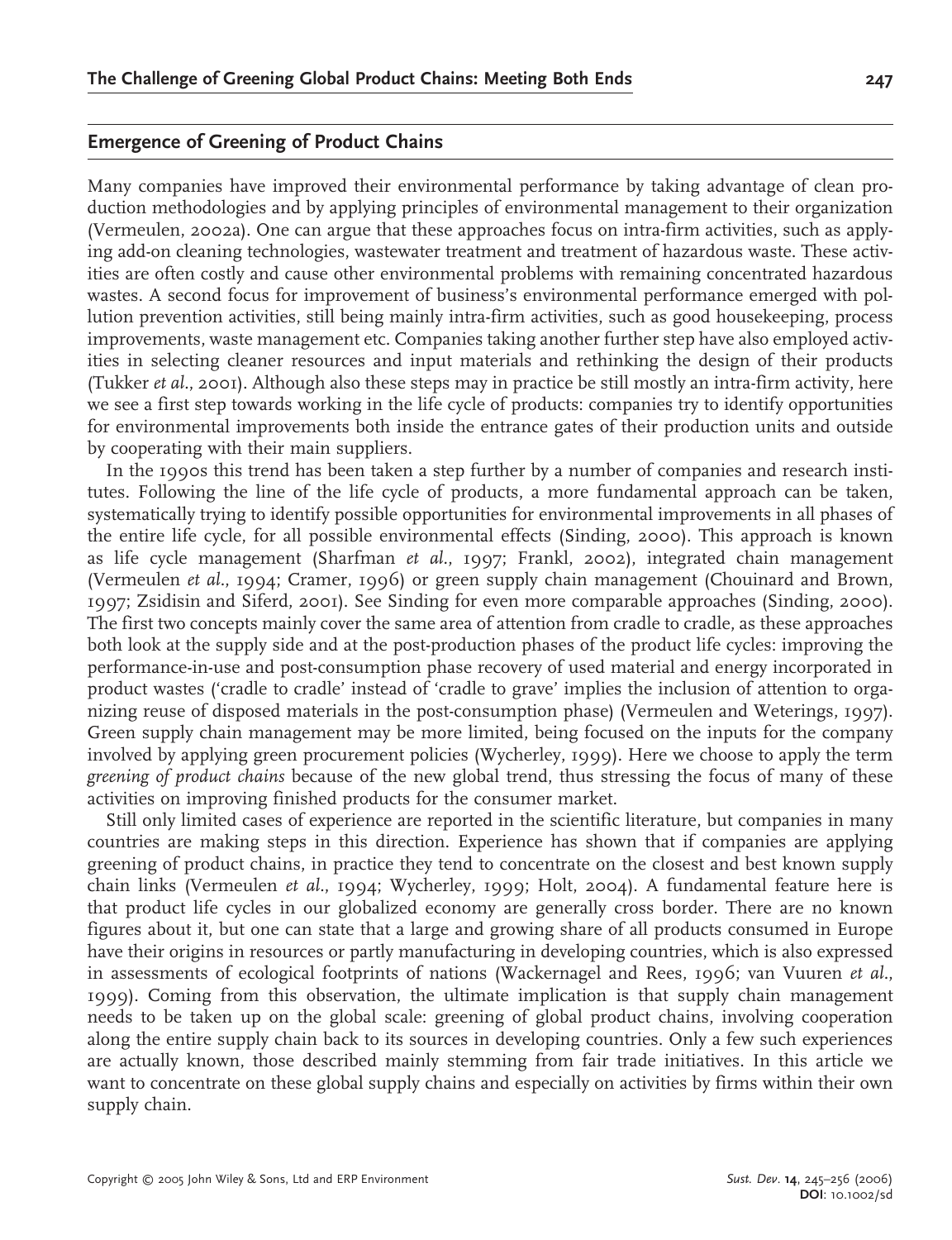## Emergence of Greening of Product Chains

Many companies have improved their environmental performance by taking advantage of clean production methodologies and by applying principles of environmental management to their organization (Vermeulen, 2002a). One can argue that these approaches focus on intra-firm activities, such as applying add-on cleaning technologies, wastewater treatment and treatment of hazardous waste. These activities are often costly and cause other environmental problems with remaining concentrated hazardous wastes. A second focus for improvement of business's environmental performance emerged with pollution prevention activities, still being mainly intra-firm activities, such as good housekeeping, process improvements, waste management etc. Companies taking another further step have also employed activities in selecting cleaner resources and input materials and rethinking the design of their products (Tukker *et al*., 2001). Although also these steps may in practice be still mostly an intra-firm activity, here we see a first step towards working in the life cycle of products: companies try to identify opportunities for environmental improvements both inside the entrance gates of their production units and outside by cooperating with their main suppliers.

In the 1990s this trend has been taken a step further by a number of companies and research institutes. Following the line of the life cycle of products, a more fundamental approach can be taken, systematically trying to identify possible opportunities for environmental improvements in all phases of the entire life cycle, for all possible environmental effects (Sinding, 2000). This approach is known as life cycle management (Sharfman *et al*., 1997; Frankl, 2002), integrated chain management (Vermeulen *et al*., 1994; Cramer, 1996) or green supply chain management (Chouinard and Brown, 1997; Zsidisin and Siferd, 2001). See Sinding for even more comparable approaches (Sinding, 2000). The first two concepts mainly cover the same area of attention from cradle to cradle, as these approaches both look at the supply side and at the post-production phases of the product life cycles: improving the performance-in-use and post-consumption phase recovery of used material and energy incorporated in product wastes ('cradle to cradle' instead of 'cradle to grave' implies the inclusion of attention to organizing reuse of disposed materials in the post-consumption phase) (Vermeulen and Weterings, 1997). Green supply chain management may be more limited, being focused on the inputs for the company involved by applying green procurement policies (Wycherley, 1999). Here we choose to apply the term *greening of product chains* because of the new global trend, thus stressing the focus of many of these activities on improving finished products for the consumer market.

Still only limited cases of experience are reported in the scientific literature, but companies in many countries are making steps in this direction. Experience has shown that if companies are applying greening of product chains, in practice they tend to concentrate on the closest and best known supply chain links (Vermeulen *et al*., 1994; Wycherley, 1999; Holt, 2004). A fundamental feature here is that product life cycles in our globalized economy are generally cross border. There are no known figures about it, but one can state that a large and growing share of all products consumed in Europe have their origins in resources or partly manufacturing in developing countries, which is also expressed in assessments of ecological footprints of nations (Wackernagel and Rees, 1996; van Vuuren *et al*., 1999). Coming from this observation, the ultimate implication is that supply chain management needs to be taken up on the global scale: greening of global product chains, involving cooperation along the entire supply chain back to its sources in developing countries. Only a few such experiences are actually known, those described mainly stemming from fair trade initiatives. In this article we want to concentrate on these global supply chains and especially on activities by firms within their own supply chain.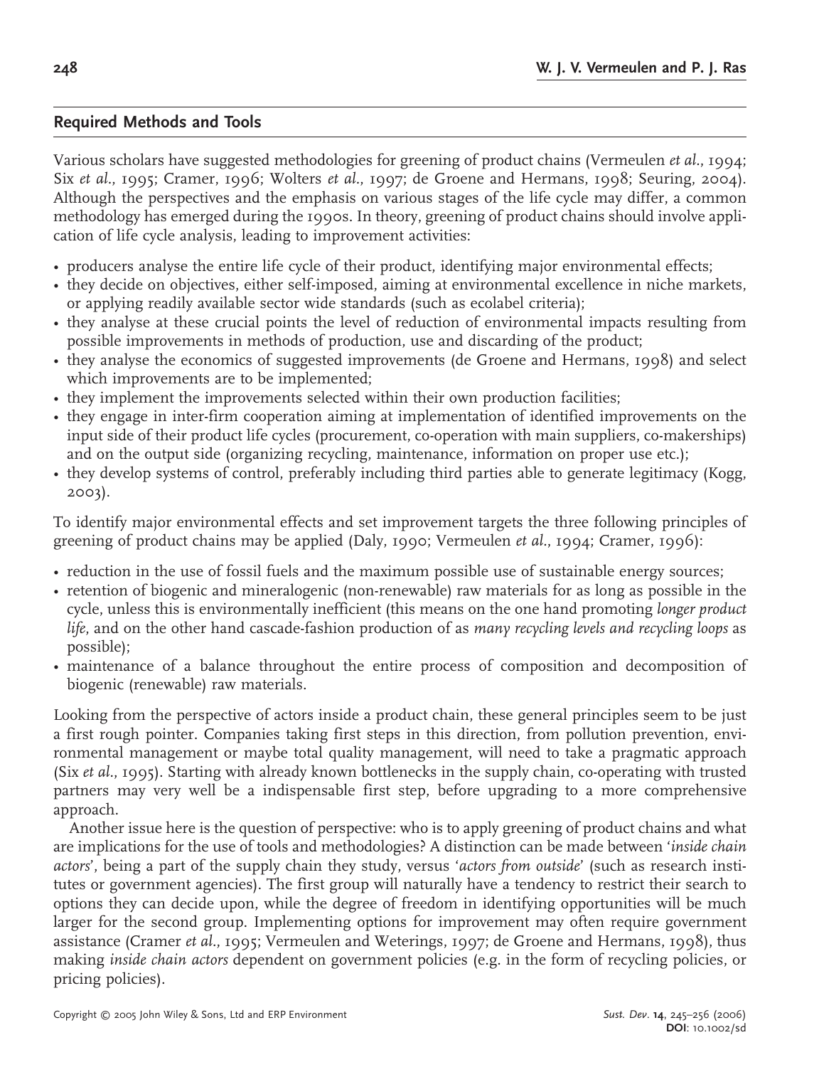## Required Methods and Tools

Various scholars have suggested methodologies for greening of product chains (Vermeulen *et al*., 1994; Six *et al*., 1995; Cramer, 1996; Wolters *et al*., 1997; de Groene and Hermans, 1998; Seuring, 2004). Although the perspectives and the emphasis on various stages of the life cycle may differ, a common methodology has emerged during the 1990s. In theory, greening of product chains should involve application of life cycle analysis, leading to improvement activities:

- producers analyse the entire life cycle of their product, identifying major environmental effects;
- they decide on objectives, either self-imposed, aiming at environmental excellence in niche markets, or applying readily available sector wide standards (such as ecolabel criteria);
- they analyse at these crucial points the level of reduction of environmental impacts resulting from possible improvements in methods of production, use and discarding of the product;
- they analyse the economics of suggested improvements (de Groene and Hermans, 1998) and select which improvements are to be implemented;
- they implement the improvements selected within their own production facilities;
- they engage in inter-firm cooperation aiming at implementation of identified improvements on the input side of their product life cycles (procurement, co-operation with main suppliers, co-makerships) and on the output side (organizing recycling, maintenance, information on proper use etc.);
- they develop systems of control, preferably including third parties able to generate legitimacy (Kogg, 2003).

To identify major environmental effects and set improvement targets the three following principles of greening of product chains may be applied (Daly, 1990; Vermeulen *et al*., 1994; Cramer, 1996):

- reduction in the use of fossil fuels and the maximum possible use of sustainable energy sources;
- retention of biogenic and mineralogenic (non-renewable) raw materials for as long as possible in the cycle, unless this is environmentally inefficient (this means on the one hand promoting *longer product life,* and on the other hand cascade-fashion production of as *many recycling levels and recycling loops* as possible);
- maintenance of a balance throughout the entire process of composition and decomposition of biogenic (renewable) raw materials.

Looking from the perspective of actors inside a product chain, these general principles seem to be just a first rough pointer. Companies taking first steps in this direction, from pollution prevention, environmental management or maybe total quality management, will need to take a pragmatic approach (Six *et al*., 1995). Starting with already known bottlenecks in the supply chain, co-operating with trusted partners may very well be a indispensable first step, before upgrading to a more comprehensive approach.

Another issue here is the question of perspective: who is to apply greening of product chains and what are implications for the use of tools and methodologies? A distinction can be made between '*inside chain actors*', being a part of the supply chain they study, versus '*actors from outside*' (such as research institutes or government agencies). The first group will naturally have a tendency to restrict their search to options they can decide upon, while the degree of freedom in identifying opportunities will be much larger for the second group. Implementing options for improvement may often require government assistance (Cramer *et al*., 1995; Vermeulen and Weterings, 1997; de Groene and Hermans, 1998), thus making *inside chain actors* dependent on government policies (e.g. in the form of recycling policies, or pricing policies).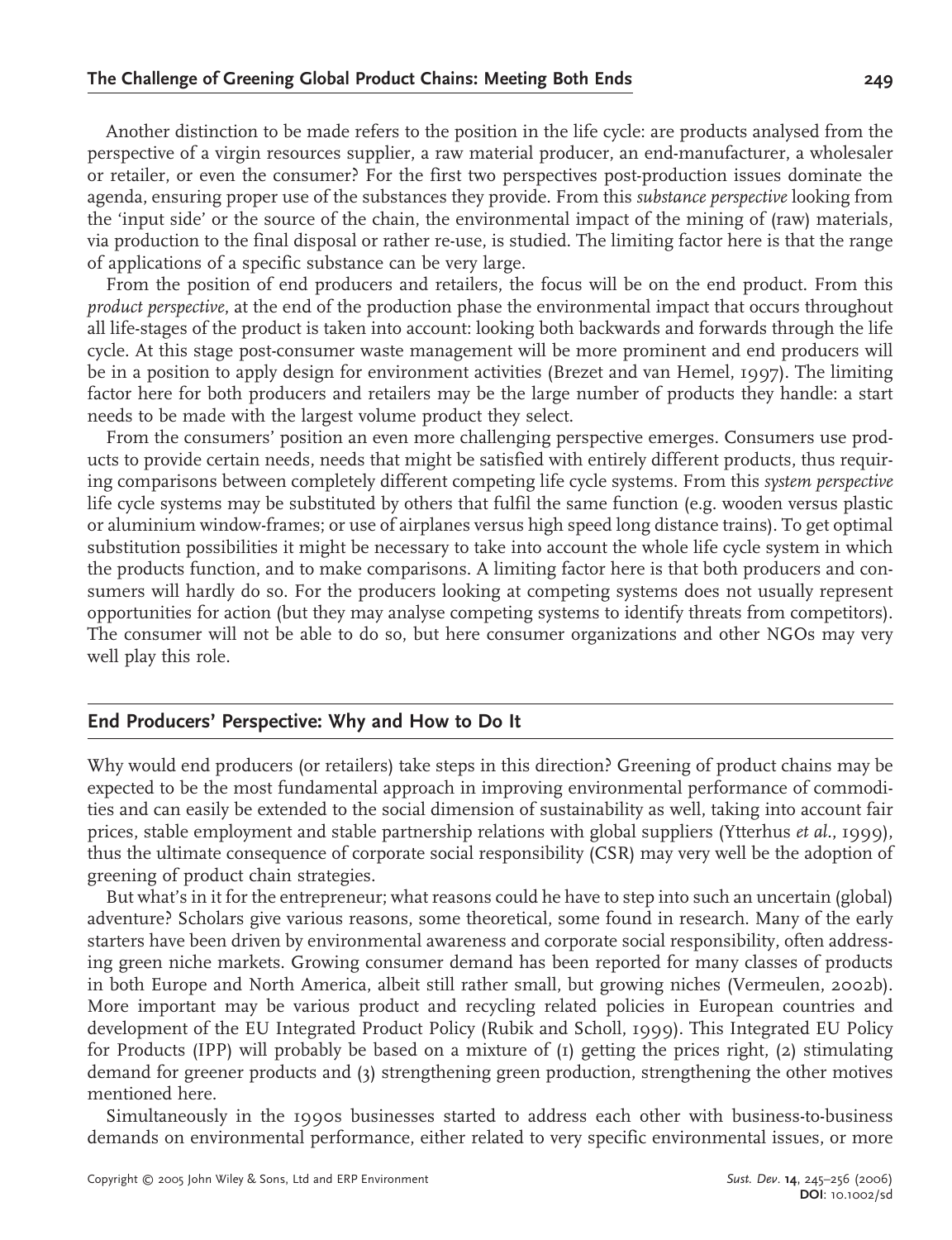Another distinction to be made refers to the position in the life cycle: are products analysed from the perspective of a virgin resources supplier, a raw material producer, an end-manufacturer, a wholesaler or retailer, or even the consumer? For the first two perspectives post-production issues dominate the agenda, ensuring proper use of the substances they provide. From this *substance perspective* looking from the 'input side' or the source of the chain, the environmental impact of the mining of (raw) materials, via production to the final disposal or rather re-use, is studied. The limiting factor here is that the range of applications of a specific substance can be very large.

From the position of end producers and retailers, the focus will be on the end product. From this *product perspective*, at the end of the production phase the environmental impact that occurs throughout all life-stages of the product is taken into account: looking both backwards and forwards through the life cycle. At this stage post-consumer waste management will be more prominent and end producers will be in a position to apply design for environment activities (Brezet and van Hemel, 1997). The limiting factor here for both producers and retailers may be the large number of products they handle: a start needs to be made with the largest volume product they select.

From the consumers' position an even more challenging perspective emerges. Consumers use products to provide certain needs, needs that might be satisfied with entirely different products, thus requiring comparisons between completely different competing life cycle systems. From this *system perspective* life cycle systems may be substituted by others that fulfil the same function (e.g. wooden versus plastic or aluminium window-frames; or use of airplanes versus high speed long distance trains). To get optimal substitution possibilities it might be necessary to take into account the whole life cycle system in which the products function, and to make comparisons. A limiting factor here is that both producers and consumers will hardly do so. For the producers looking at competing systems does not usually represent opportunities for action (but they may analyse competing systems to identify threats from competitors). The consumer will not be able to do so, but here consumer organizations and other NGOs may very well play this role.

## End Producers' Perspective: Why and How to Do It

Why would end producers (or retailers) take steps in this direction? Greening of product chains may be expected to be the most fundamental approach in improving environmental performance of commodities and can easily be extended to the social dimension of sustainability as well, taking into account fair prices, stable employment and stable partnership relations with global suppliers (Ytterhus *et al.*, 1999), thus the ultimate consequence of corporate social responsibility (CSR) may very well be the adoption of greening of product chain strategies.

But what's in it for the entrepreneur; what reasons could he have to step into such an uncertain (global) adventure? Scholars give various reasons, some theoretical, some found in research. Many of the early starters have been driven by environmental awareness and corporate social responsibility, often addressing green niche markets. Growing consumer demand has been reported for many classes of products in both Europe and North America, albeit still rather small, but growing niches (Vermeulen, 2002b). More important may be various product and recycling related policies in European countries and development of the EU Integrated Product Policy (Rubik and Scholl, 1999). This Integrated EU Policy for Products (IPP) will probably be based on a mixture of (1) getting the prices right, (2) stimulating demand for greener products and (3) strengthening green production, strengthening the other motives mentioned here.

Simultaneously in the 1990s businesses started to address each other with business-to-business demands on environmental performance, either related to very specific environmental issues, or more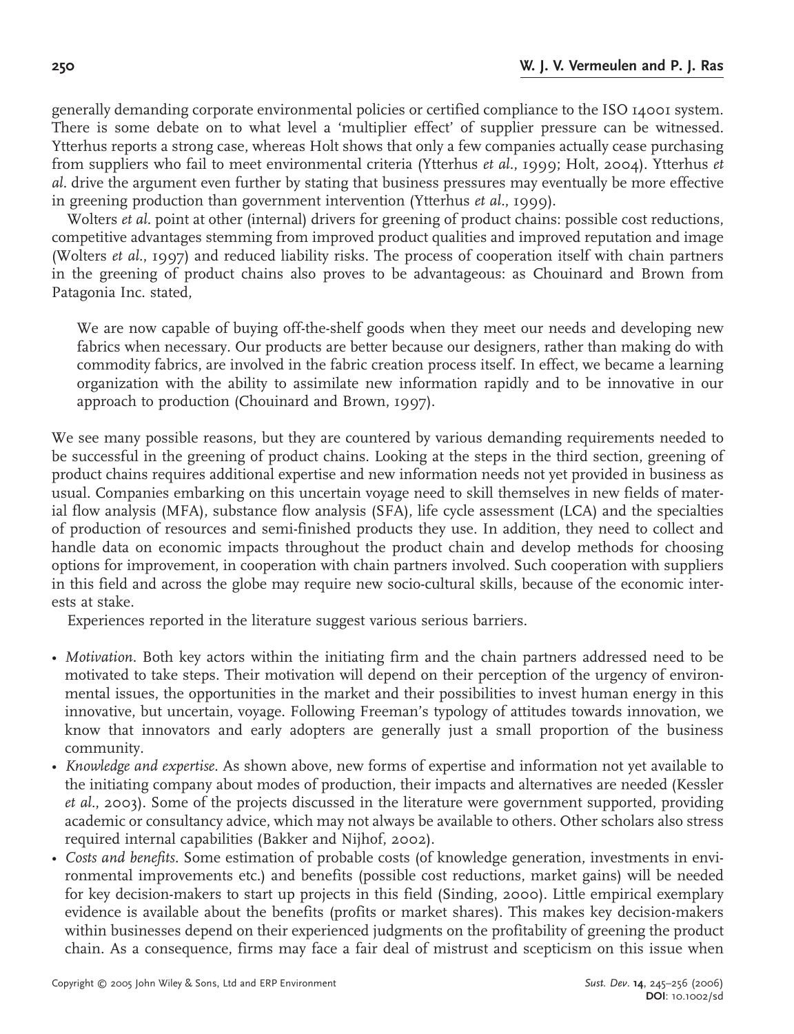generally demanding corporate environmental policies or certified compliance to the ISO 14001 system. There is some debate on to what level a 'multiplier effect' of supplier pressure can be witnessed. Ytterhus reports a strong case, whereas Holt shows that only a few companies actually cease purchasing from suppliers who fail to meet environmental criteria (Ytterhus *et al*., 1999; Holt, 2004). Ytterhus *et al*. drive the argument even further by stating that business pressures may eventually be more effective in greening production than government intervention (Ytterhus *et al*., 1999).

Wolters *et al*. point at other (internal) drivers for greening of product chains: possible cost reductions, competitive advantages stemming from improved product qualities and improved reputation and image (Wolters *et al*., 1997) and reduced liability risks. The process of cooperation itself with chain partners in the greening of product chains also proves to be advantageous: as Chouinard and Brown from Patagonia Inc. stated,

> We are now capable of buying off-the-shelf goods when they meet our needs and developing new fabrics when necessary. Our products are better because our designers, rather than making do with commodity fabrics, are involved in the fabric creation process itself. In effect, we became a learning organization with the ability to assimilate new information rapidly and to be innovative in our approach to production (Chouinard and Brown, 1997).

We see many possible reasons, but they are countered by various demanding requirements needed to be successful in the greening of product chains. Looking at the steps in the third section, greening of product chains requires additional expertise and new information needs not yet provided in business as usual. Companies embarking on this uncertain voyage need to skill themselves in new fields of material flow analysis (MFA), substance flow analysis (SFA), life cycle assessment (LCA) and the specialties of production of resources and semi-finished products they use. In addition, they need to collect and handle data on economic impacts throughout the product chain and develop methods for choosing options for improvement, in cooperation with chain partners involved. Such cooperation with suppliers in this field and across the globe may require new socio-cultural skills, because of the economic interests at stake.

Experiences reported in the literature suggest various serious barriers.

- *Motivation*. Both key actors within the initiating firm and the chain partners addressed need to be motivated to take steps. Their motivation will depend on their perception of the urgency of environmental issues, the opportunities in the market and their possibilities to invest human energy in this innovative, but uncertain, voyage. Following Freeman's typology of attitudes towards innovation, we know that innovators and early adopters are generally just a small proportion of the business community.
- *Knowledge and expertise*. As shown above, new forms of expertise and information not yet available to the initiating company about modes of production, their impacts and alternatives are needed (Kessler *et al*., 2003). Some of the projects discussed in the literature were government supported, providing academic or consultancy advice, which may not always be available to others. Other scholars also stress required internal capabilities (Bakker and Nijhof, 2002).
- *Costs and benefits*. Some estimation of probable costs (of knowledge generation, investments in environmental improvements etc.) and benefits (possible cost reductions, market gains) will be needed for key decision-makers to start up projects in this field (Sinding, 2000). Little empirical exemplary evidence is available about the benefits (profits or market shares). This makes key decision-makers within businesses depend on their experienced judgments on the profitability of greening the product chain. As a consequence, firms may face a fair deal of mistrust and scepticism on this issue when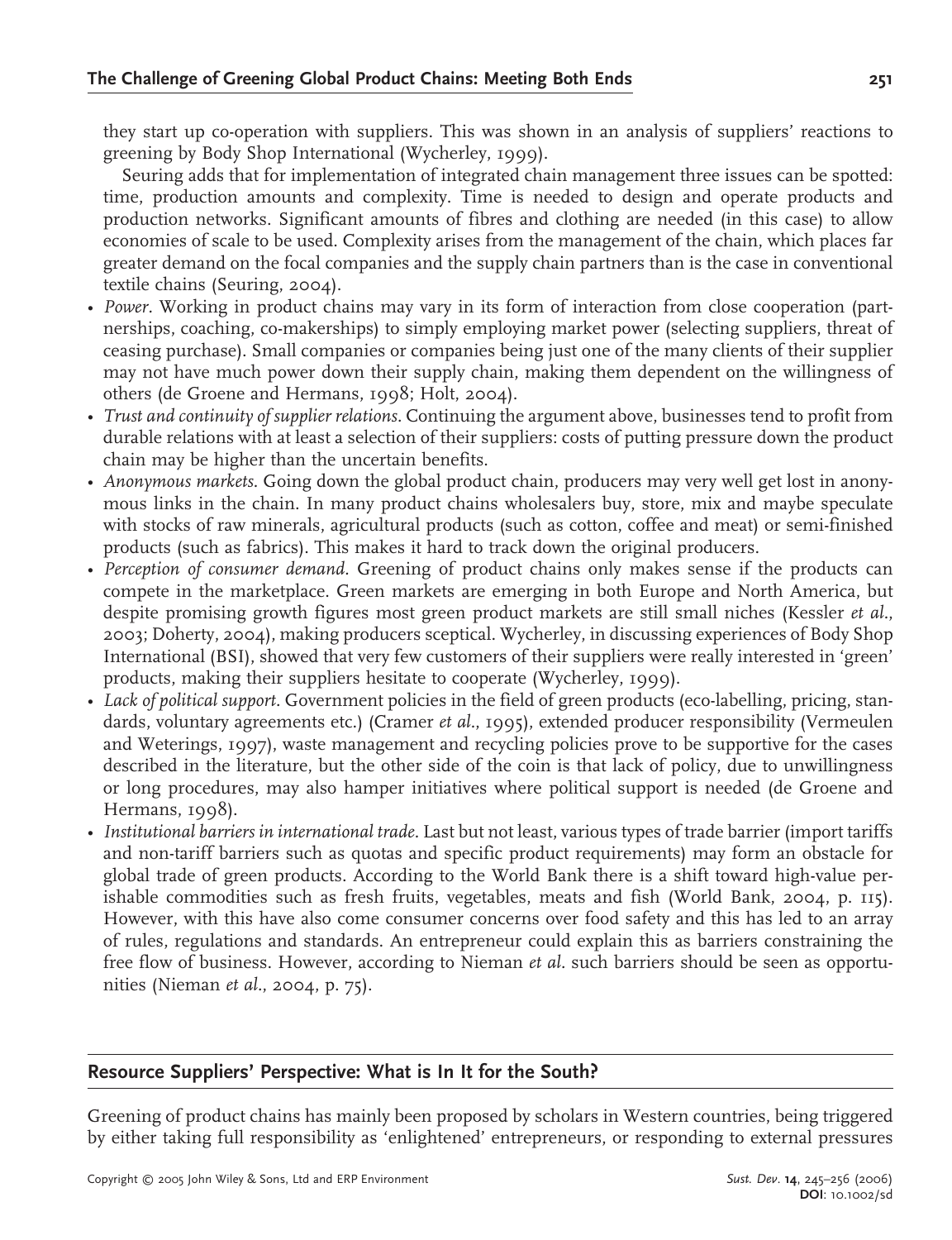they start up co-operation with suppliers. This was shown in an analysis of suppliers' reactions to greening by Body Shop International (Wycherley, 1999).

Seuring adds that for implementation of integrated chain management three issues can be spotted: time, production amounts and complexity. Time is needed to design and operate products and production networks. Significant amounts of fibres and clothing are needed (in this case) to allow economies of scale to be used. Complexity arises from the management of the chain, which places far greater demand on the focal companies and the supply chain partners than is the case in conventional textile chains (Seuring, 2004).

- *Power*. Working in product chains may vary in its form of interaction from close cooperation (partnerships, coaching, co-makerships) to simply employing market power (selecting suppliers, threat of ceasing purchase). Small companies or companies being just one of the many clients of their supplier may not have much power down their supply chain, making them dependent on the willingness of others (de Groene and Hermans, 1998; Holt, 2004).
- *Trust and continuity of supplier relations*. Continuing the argument above, businesses tend to profit from durable relations with at least a selection of their suppliers: costs of putting pressure down the product chain may be higher than the uncertain benefits.
- *Anonymous markets*. Going down the global product chain, producers may very well get lost in anonymous links in the chain. In many product chains wholesalers buy, store, mix and maybe speculate with stocks of raw minerals, agricultural products (such as cotton, coffee and meat) or semi-finished products (such as fabrics). This makes it hard to track down the original producers.
- *Perception of consumer demand*. Greening of product chains only makes sense if the products can compete in the marketplace. Green markets are emerging in both Europe and North America, but despite promising growth figures most green product markets are still small niches (Kessler *et al*., 2003; Doherty, 2004), making producers sceptical. Wycherley, in discussing experiences of Body Shop International (BSI), showed that very few customers of their suppliers were really interested in 'green' products, making their suppliers hesitate to cooperate (Wycherley, 1999).
- *Lack of political support*. Government policies in the field of green products (eco-labelling, pricing, standards, voluntary agreements etc.) (Cramer *et al*., 1995), extended producer responsibility (Vermeulen and Weterings, 1997), waste management and recycling policies prove to be supportive for the cases described in the literature, but the other side of the coin is that lack of policy, due to unwillingness or long procedures, may also hamper initiatives where political support is needed (de Groene and Hermans, 1998).
- *Institutional barriers in international trade*. Last but not least, various types of trade barrier (import tariffs and non-tariff barriers such as quotas and specific product requirements) may form an obstacle for global trade of green products. According to the World Bank there is a shift toward high-value perishable commodities such as fresh fruits, vegetables, meats and fish (World Bank, 2004, p. 115). However, with this have also come consumer concerns over food safety and this has led to an array of rules, regulations and standards. An entrepreneur could explain this as barriers constraining the free flow of business. However, according to Nieman *et al*. such barriers should be seen as opportunities (Nieman *et al*., 2004, p. 75).

## Resource Suppliers' Perspective: What is In It for the South?

Greening of product chains has mainly been proposed by scholars in Western countries, being triggered by either taking full responsibility as 'enlightened' entrepreneurs, or responding to external pressures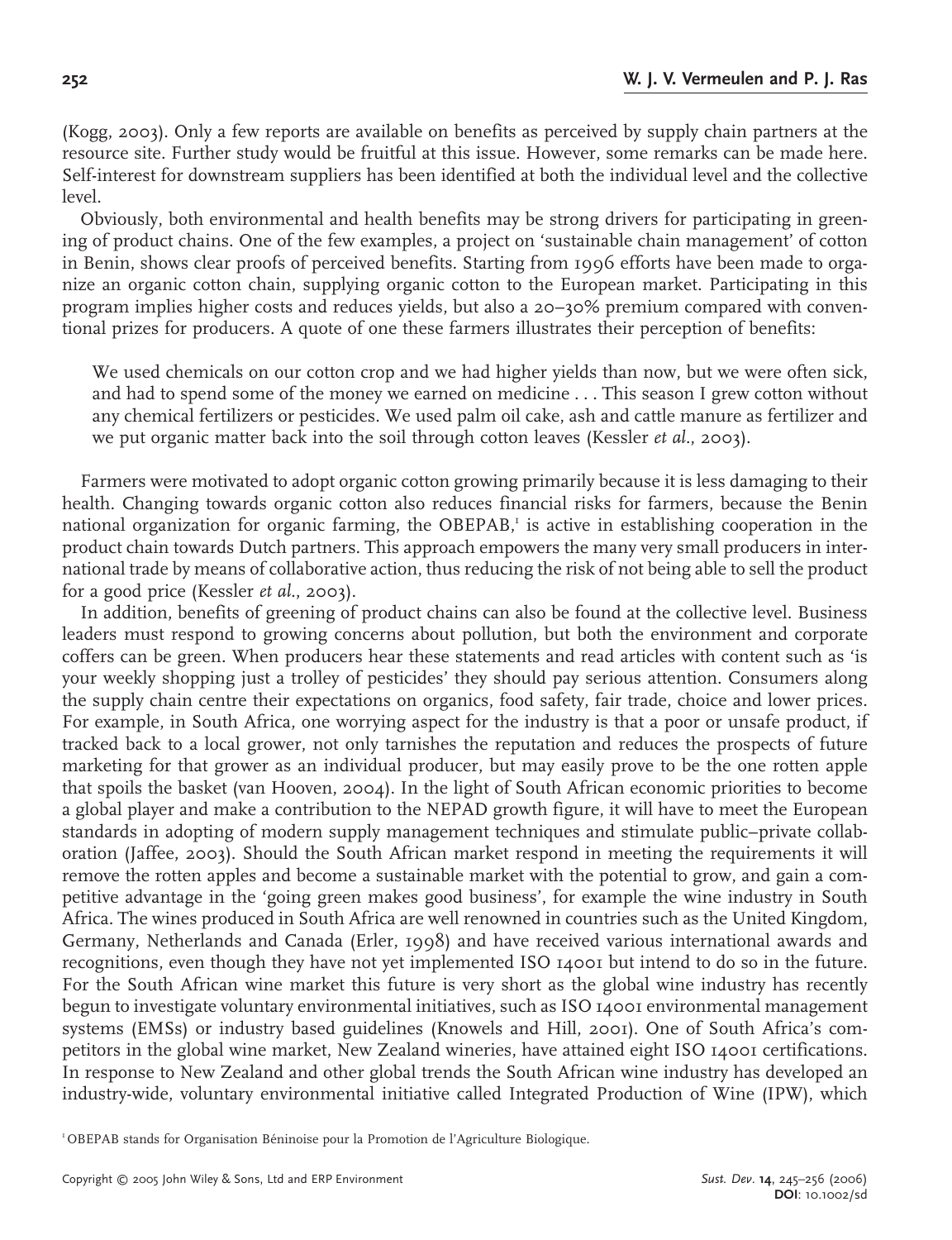(Kogg, 2003). Only a few reports are available on benefits as perceived by supply chain partners at the resource site. Further study would be fruitful at this issue. However, some remarks can be made here. Self-interest for downstream suppliers has been identified at both the individual level and the collective level.

Obviously, both environmental and health benefits may be strong drivers for participating in greening of product chains. One of the few examples, a project on 'sustainable chain management' of cotton in Benin, shows clear proofs of perceived benefits. Starting from 1996 efforts have been made to organize an organic cotton chain, supplying organic cotton to the European market. Participating in this program implies higher costs and reduces yields, but also a 20–30% premium compared with conventional prizes for producers. A quote of one these farmers illustrates their perception of benefits:

> We used chemicals on our cotton crop and we had higher yields than now, but we were often sick, and had to spend some of the money we earned on medicine . . . This season I grew cotton without any chemical fertilizers or pesticides. We used palm oil cake, ash and cattle manure as fertilizer and we put organic matter back into the soil through cotton leaves (Kessler *et al.*, 2003).

Farmers were motivated to adopt organic cotton growing primarily because it is less damaging to their health. Changing towards organic cotton also reduces financial risks for farmers, because the Benin national organization for organic farming, the OBEPAB,[1] is active in establishing cooperation in the product chain towards Dutch partners. This approach empowers the many very small producers in international trade by means of collaborative action, thus reducing the risk of not being able to sell the product for a good price (Kessler *et al.*, 2003).

In addition, benefits of greening of product chains can also be found at the collective level. Business leaders must respond to growing concerns about pollution, but both the environment and corporate coffers can be green. When producers hear these statements and read articles with content such as 'is your weekly shopping just a trolley of pesticides' they should pay serious attention. Consumers along the supply chain centre their expectations on organics, food safety, fair trade, choice and lower prices. For example, in South Africa, one worrying aspect for the industry is that a poor or unsafe product, if tracked back to a local grower, not only tarnishes the reputation and reduces the prospects of future marketing for that grower as an individual producer, but may easily prove to be the one rotten apple that spoils the basket (van Hooven, 2004). In the light of South African economic priorities to become a global player and make a contribution to the NEPAD growth figure, it will have to meet the European standards in adopting of modern supply management techniques and stimulate public–private collaboration (Jaffee, 2003). Should the South African market respond in meeting the requirements it will remove the rotten apples and become a sustainable market with the potential to grow, and gain a competitive advantage in the 'going green makes good business', for example the wine industry in South Africa. The wines produced in South Africa are well renowned in countries such as the United Kingdom, Germany, Netherlands and Canada (Erler, 1998) and have received various international awards and recognitions, even though they have not yet implemented ISO 14001 but intend to do so in the future. For the South African wine market this future is very short as the global wine industry has recently begun to investigate voluntary environmental initiatives, such as ISO 14001 environmental management systems (EMSs) or industry based guidelines (Knowels and Hill, 2001). One of South Africa's competitors in the global wine market, New Zealand wineries, have attained eight ISO 14001 certifications. In response to New Zealand and other global trends the South African wine industry has developed an industry-wide, voluntary environmental initiative called Integrated Production of Wine (IPW), which

[1] OBEPAB stands for Organisation Béninoise pour la Promotion de l'Agriculture Biologique.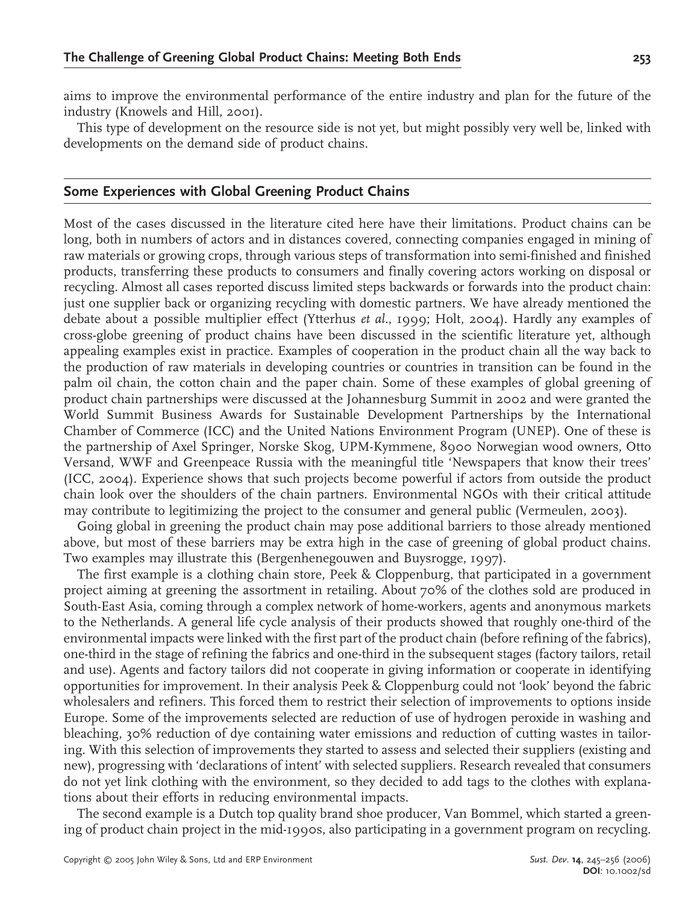aims to improve the environmental performance of the entire industry and plan for the future of the industry (Knowels and Hill, 2001).

This type of development on the resource side is not yet, but might possibly very well be, linked with developments on the demand side of product chains.

## Some Experiences with Global Greening Product Chains

Most of the cases discussed in the literature cited here have their limitations. Product chains can be long, both in numbers of actors and in distances covered, connecting companies engaged in mining of raw materials or growing crops, through various steps of transformation into semi-finished and finished products, transferring these products to consumers and finally covering actors working on disposal or recycling. Almost all cases reported discuss limited steps backwards or forwards into the product chain: just one supplier back or organizing recycling with domestic partners. We have already mentioned the debate about a possible multiplier effect (Ytterhus *et al.*, 1999; Holt, 2004). Hardly any examples of cross-globe greening of product chains have been discussed in the scientific literature yet, although appealing examples exist in practice. Examples of cooperation in the product chain all the way back to the production of raw materials in developing countries or countries in transition can be found in the palm oil chain, the cotton chain and the paper chain. Some of these examples of global greening of product chain partnerships were discussed at the Johannesburg Summit in 2002 and were granted the World Summit Business Awards for Sustainable Development Partnerships by the International Chamber of Commerce (ICC) and the United Nations Environment Program (UNEP). One of these is the partnership of Axel Springer, Norske Skog, UPM-Kymmene, 8900 Norwegian wood owners, Otto Versand, WWF and Greenpeace Russia with the meaningful title 'Newspapers that know their trees' (ICC, 2004). Experience shows that such projects become powerful if actors from outside the product chain look over the shoulders of the chain partners. Environmental NGOs with their critical attitude may contribute to legitimizing the project to the consumer and general public (Vermeulen, 2003).

Going global in greening the product chain may pose additional barriers to those already mentioned above, but most of these barriers may be extra high in the case of greening of global product chains. Two examples may illustrate this (Bergenhenegouwen and Buysrogge, 1997).

The first example is a clothing chain store, Peek & Cloppenburg, that participated in a government project aiming at greening the assortment in retailing. About 70% of the clothes sold are produced in South-East Asia, coming through a complex network of home-workers, agents and anonymous markets to the Netherlands. A general life cycle analysis of their products showed that roughly one-third of the environmental impacts were linked with the first part of the product chain (before refining of the fabrics), one-third in the stage of refining the fabrics and one-third in the subsequent stages (factory tailors, retail and use). Agents and factory tailors did not cooperate in giving information or cooperate in identifying opportunities for improvement. In their analysis Peek & Cloppenburg could not 'look' beyond the fabric wholesalers and refiners. This forced them to restrict their selection of improvements to options inside Europe. Some of the improvements selected are reduction of use of hydrogen peroxide in washing and bleaching, 30% reduction of dye containing water emissions and reduction of cutting wastes in tailoring. With this selection of improvements they started to assess and selected their suppliers (existing and new), progressing with 'declarations of intent' with selected suppliers. Research revealed that consumers do not yet link clothing with the environment, so they decided to add tags to the clothes with explanations about their efforts in reducing environmental impacts.

The second example is a Dutch top quality brand shoe producer, Van Bommel, which started a greening of product chain project in the mid-1990s, also participating in a government program on recycling.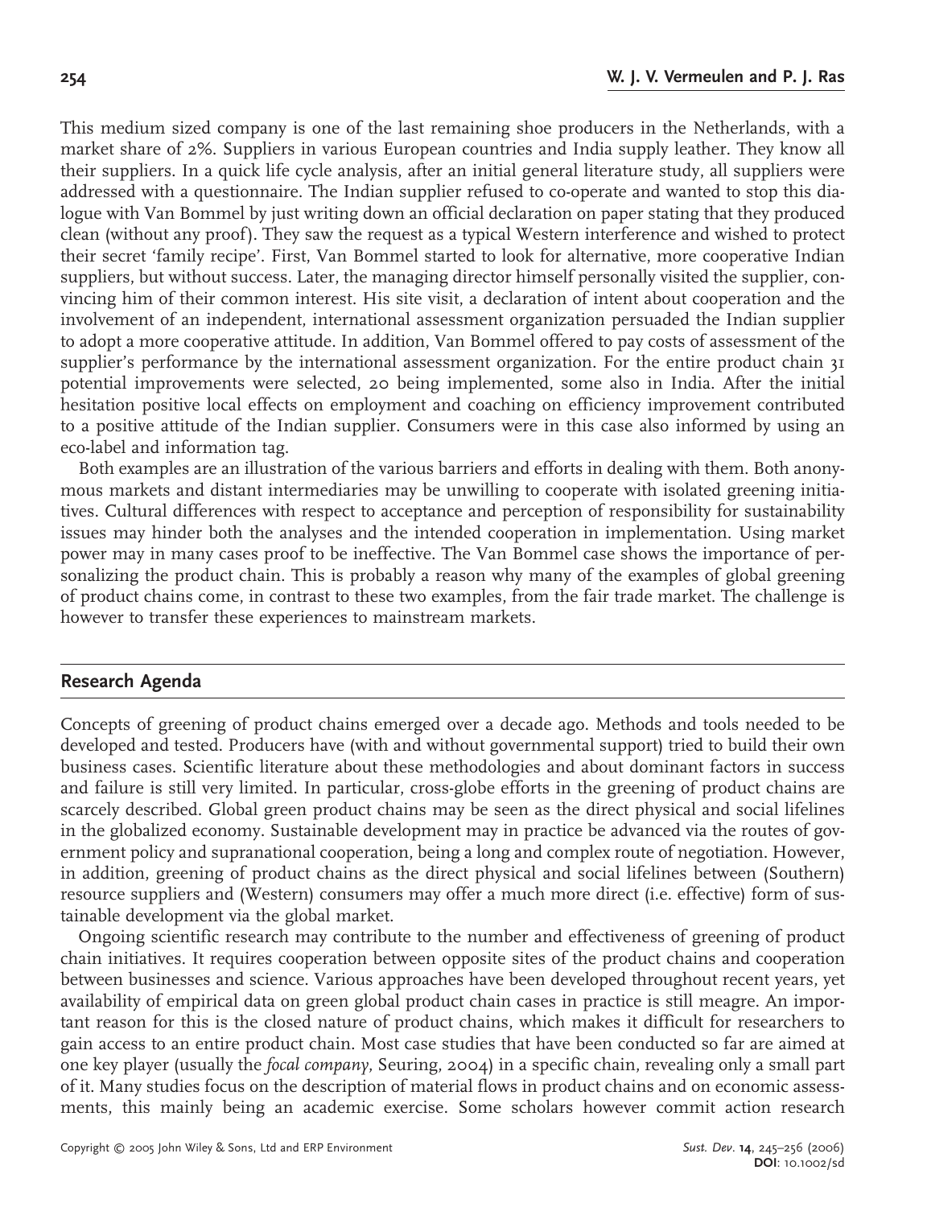This medium sized company is one of the last remaining shoe producers in the Netherlands, with a market share of 2%. Suppliers in various European countries and India supply leather. They know all their suppliers. In a quick life cycle analysis, after an initial general literature study, all suppliers were addressed with a questionnaire. The Indian supplier refused to co-operate and wanted to stop this dialogue with Van Bommel by just writing down an official declaration on paper stating that they produced clean (without any proof). They saw the request as a typical Western interference and wished to protect their secret 'family recipe'. First, Van Bommel started to look for alternative, more cooperative Indian suppliers, but without success. Later, the managing director himself personally visited the supplier, convincing him of their common interest. His site visit, a declaration of intent about cooperation and the involvement of an independent, international assessment organization persuaded the Indian supplier to adopt a more cooperative attitude. In addition, Van Bommel offered to pay costs of assessment of the supplier's performance by the international assessment organization. For the entire product chain 31 potential improvements were selected, 20 being implemented, some also in India. After the initial hesitation positive local effects on employment and coaching on efficiency improvement contributed to a positive attitude of the Indian supplier. Consumers were in this case also informed by using an eco-label and information tag.

Both examples are an illustration of the various barriers and efforts in dealing with them. Both anonymous markets and distant intermediaries may be unwilling to cooperate with isolated greening initiatives. Cultural differences with respect to acceptance and perception of responsibility for sustainability issues may hinder both the analyses and the intended cooperation in implementation. Using market power may in many cases proof to be ineffective. The Van Bommel case shows the importance of personalizing the product chain. This is probably a reason why many of the examples of global greening of product chains come, in contrast to these two examples, from the fair trade market. The challenge is however to transfer these experiences to mainstream markets.

## Research Agenda

Concepts of greening of product chains emerged over a decade ago. Methods and tools needed to be developed and tested. Producers have (with and without governmental support) tried to build their own business cases. Scientific literature about these methodologies and about dominant factors in success and failure is still very limited. In particular, cross-globe efforts in the greening of product chains are scarcely described. Global green product chains may be seen as the direct physical and social lifelines in the globalized economy. Sustainable development may in practice be advanced via the routes of government policy and supranational cooperation, being a long and complex route of negotiation. However, in addition, greening of product chains as the direct physical and social lifelines between (Southern) resource suppliers and (Western) consumers may offer a much more direct (i.e. effective) form of sustainable development via the global market.

Ongoing scientific research may contribute to the number and effectiveness of greening of product chain initiatives. It requires cooperation between opposite sites of the product chains and cooperation between businesses and science. Various approaches have been developed throughout recent years, yet availability of empirical data on green global product chain cases in practice is still meagre. An important reason for this is the closed nature of product chains, which makes it difficult for researchers to gain access to an entire product chain. Most case studies that have been conducted so far are aimed at one key player (usually the *focal company*, Seuring, 2004) in a specific chain, revealing only a small part of it. Many studies focus on the description of material flows in product chains and on economic assessments, this mainly being an academic exercise. Some scholars however commit action research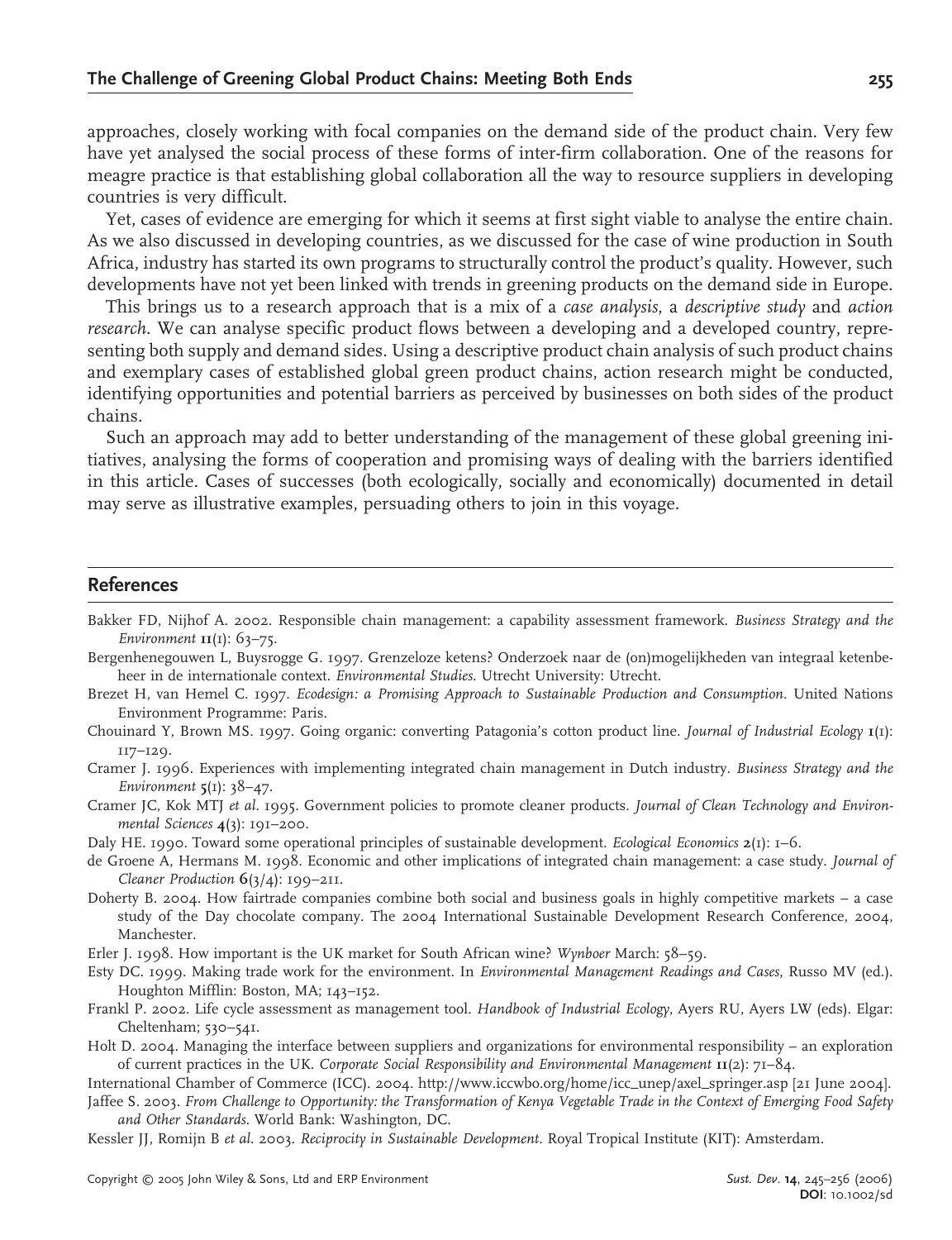approaches, closely working with focal companies on the demand side of the product chain. Very few have yet analysed the social process of these forms of inter-firm collaboration. One of the reasons for meagre practice is that establishing global collaboration all the way to resource suppliers in developing countries is very difficult.

Yet, cases of evidence are emerging for which it seems at first sight viable to analyse the entire chain. As we also discussed in developing countries, as we discussed for the case of wine production in South Africa, industry has started its own programs to structurally control the product's quality. However, such developments have not yet been linked with trends in greening products on the demand side in Europe.

This brings us to a research approach that is a mix of a *case analysis*, a *descriptive study* and *action research*. We can analyse specific product flows between a developing and a developed country, representing both supply and demand sides. Using a descriptive product chain analysis of such product chains and exemplary cases of established global green product chains, action research might be conducted, identifying opportunities and potential barriers as perceived by businesses on both sides of the product chains.

Such an approach may add to better understanding of the management of these global greening initiatives, analysing the forms of cooperation and promising ways of dealing with the barriers identified in this article. Cases of successes (both ecologically, socially and economically) documented in detail may serve as illustrative examples, persuading others to join in this voyage.

## References

Bakker FD, Nijhof A. 2002. Responsible chain management: a capability assessment framework. *Business Strategy and the Environment* **11**(1): 63–75.

Bergenhenegouwen L, Buysrogge G. 1997. Grenzeloze ketens? Onderzoek naar de (on)mogelijkheden van integraal ketenbeheer in de internationale context. *Environmental Studies*. Utrecht University: Utrecht.

Brezet H, van Hemel C. 1997. *Ecodesign: a Promising Approach to Sustainable Production and Consumption*. United Nations Environment Programme: Paris.

Chouinard Y, Brown MS. 1997. Going organic: converting Patagonia's cotton product line. *Journal of Industrial Ecology* **1**(1): 117–129.

Cramer J. 1996. Experiences with implementing integrated chain management in Dutch industry. *Business Strategy and the Environment* **5**(1): 38–47.

Cramer JC, Kok MTJ *et al.* 1995. Government policies to promote cleaner products. *Journal of Clean Technology and Environmental Sciences* **4**(3): 191–200.

Daly HE. 1990. Toward some operational principles of sustainable development. *Ecological Economics* **2**(1): 1–6.

de Groene A, Hermans M. 1998. Economic and other implications of integrated chain management: a case study. *Journal of Cleaner Production* **6**(3/4): 199–211.

Doherty B. 2004. How fairtrade companies combine both social and business goals in highly competitive markets – a case study of the Day chocolate company. The 2004 International Sustainable Development Research Conference, 2004, Manchester.

Erler J. 1998. How important is the UK market for South African wine? *Wynboer* March: 58–59.

Esty DC. 1999. Making trade work for the environment. In *Environmental Management Readings and Cases*, Russo MV (ed.). Houghton Mifflin: Boston, MA; 143–152.

Frankl P. 2002. Life cycle assessment as management tool. *Handbook of Industrial Ecology*, Ayers RU, Ayers LW (eds). Elgar: Cheltenham; 530–541.

Holt D. 2004. Managing the interface between suppliers and organizations for environmental responsibility – an exploration of current practices in the UK. *Corporate Social Responsibility and Environmental Management* **11**(2): 71–84.

International Chamber of Commerce (ICC). 2004. http://www.iccwbo.org/home/icc_unep/axel_springer.asp [21 June 2004].

Jaffee S. 2003. *From Challenge to Opportunity: the Transformation of Kenya Vegetable Trade in the Context of Emerging Food Safety and Other Standards*. World Bank: Washington, DC.

Kessler JJ, Romijn B *et al.* 2003. *Reciprocity in Sustainable Development*. Royal Tropical Institute (KIT): Amsterdam.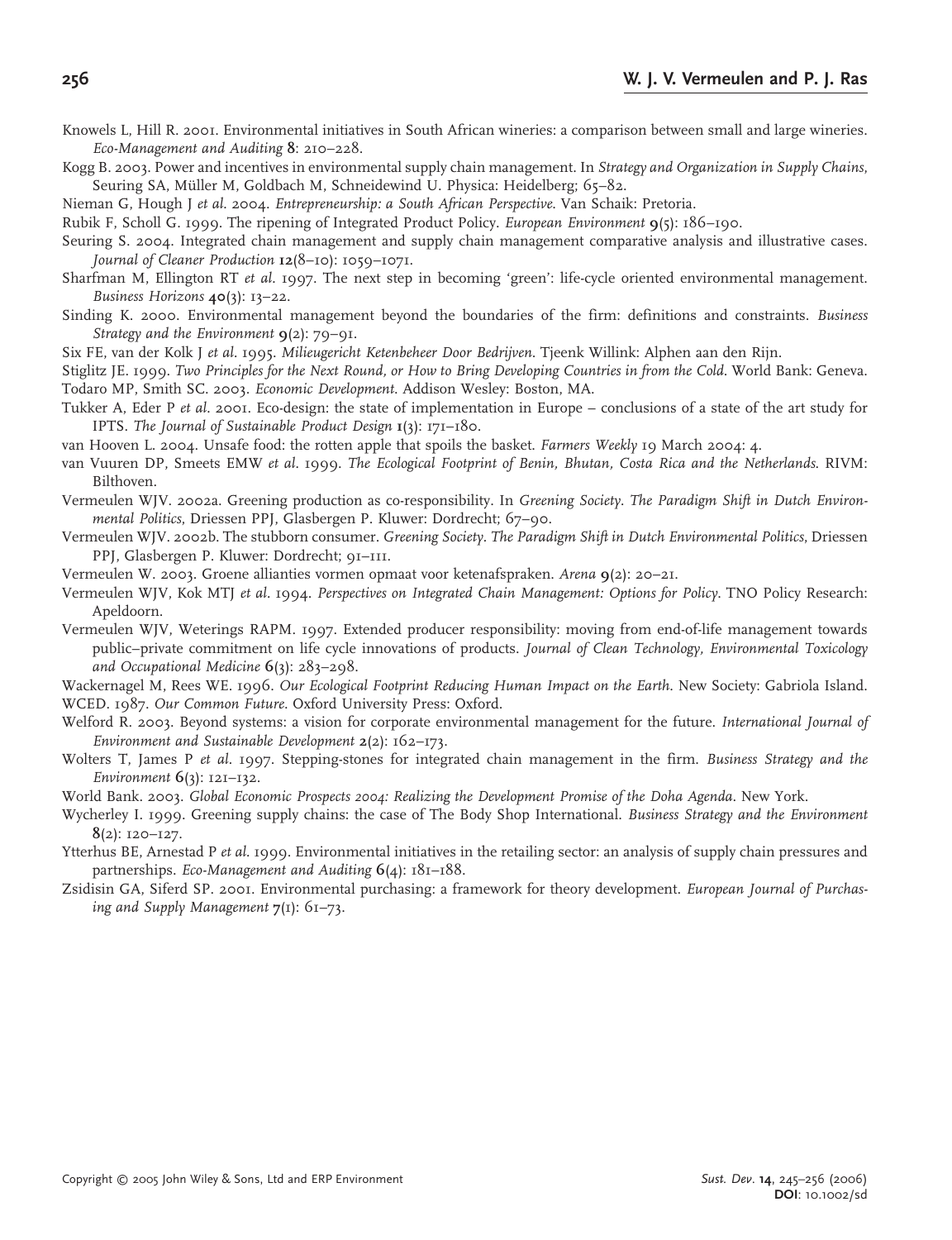Knowels L, Hill R. 2001. Environmental initiatives in South African wineries: a comparison between small and large wineries. *Eco-Management and Auditing* **8**: 210–228.

Kogg B. 2003. Power and incentives in environmental supply chain management. In *Strategy and Organization in Supply Chains*, Seuring SA, Müller M, Goldbach M, Schneidewind U. Physica: Heidelberg; 65–82.

Nieman G, Hough J *et al.* 2004. *Entrepreneurship: a South African Perspective*. Van Schaik: Pretoria.

Rubik F, Scholl G. 1999. The ripening of Integrated Product Policy. *European Environment* **9**(5): 186–190.

Seuring S. 2004. Integrated chain management and supply chain management comparative analysis and illustrative cases. *Journal of Cleaner Production* **12**(8–10): 1059–1071.

Sharfman M, Ellington RT *et al.* 1997. The next step in becoming 'green': life-cycle oriented environmental management. *Business Horizons* **40**(3): 13–22.

Sinding K. 2000. Environmental management beyond the boundaries of the firm: definitions and constraints. *Business Strategy and the Environment* **9**(2): 79–91.

Six FE, van der Kolk J *et al.* 1995. *Milieugericht Ketenbeheer Door Bedrijven*. Tjeenk Willink: Alphen aan den Rijn.

Stiglitz JE. 1999. *Two Principles for the Next Round, or How to Bring Developing Countries in from the Cold*. World Bank: Geneva.

Todaro MP, Smith SC. 2003. *Economic Development*. Addison Wesley: Boston, MA.

Tukker A, Eder P *et al.* 2001. Eco-design: the state of implementation in Europe – conclusions of a state of the art study for IPTS. *The Journal of Sustainable Product Design* **1**(3): 171–180.

van Hooven L. 2004. Unsafe food: the rotten apple that spoils the basket. *Farmers Weekly* 19 March 2004: 4.

van Vuuren DP, Smeets EMW *et al.* 1999. *The Ecological Footprint of Benin, Bhutan, Costa Rica and the Netherlands*. RIVM: Bilthoven.

Vermeulen WJV. 2002a. Greening production as co-responsibility. In *Greening Society. The Paradigm Shift in Dutch Environmental Politics*, Driessen PPJ, Glasbergen P. Kluwer: Dordrecht; 67–90.

Vermeulen WJV. 2002b. The stubborn consumer. *Greening Society. The Paradigm Shift in Dutch Environmental Politics*, Driessen PPJ, Glasbergen P. Kluwer: Dordrecht; 91–111.

Vermeulen W. 2003. Groene allianties vormen opmaat voor ketenafspraken. *Arena* **9**(2): 20–21.

Vermeulen WJV, Kok MTJ *et al.* 1994. *Perspectives on Integrated Chain Management: Options for Policy*. TNO Policy Research: Apeldoorn.

Vermeulen WJV, Weterings RAPM. 1997. Extended producer responsibility: moving from end-of-life management towards public–private commitment on life cycle innovations of products. *Journal of Clean Technology, Environmental Toxicology and Occupational Medicine* **6**(3): 283–298.

Wackernagel M, Rees WE. 1996. *Our Ecological Footprint Reducing Human Impact on the Earth*. New Society: Gabriola Island.

WCED. 1987. *Our Common Future*. Oxford University Press: Oxford.

Welford R. 2003. Beyond systems: a vision for corporate environmental management for the future. *International Journal of Environment and Sustainable Development* **2**(2): 162–173.

Wolters T, James P *et al.* 1997. Stepping-stones for integrated chain management in the firm. *Business Strategy and the Environment* **6**(3): 121–132.

World Bank. 2003. *Global Economic Prospects 2004: Realizing the Development Promise of the Doha Agenda*. New York.

Wycherley I. 1999. Greening supply chains: the case of The Body Shop International. *Business Strategy and the Environment* **8**(2): 120–127.

Ytterhus BE, Arnestad P *et al.* 1999. Environmental initiatives in the retailing sector: an analysis of supply chain pressures and partnerships. *Eco-Management and Auditing* **6**(4): 181–188.

Zsidisin GA, Siferd SP. 2001. Environmental purchasing: a framework for theory development. *European Journal of Purchasing and Supply Management* **7**(1): 61–73.